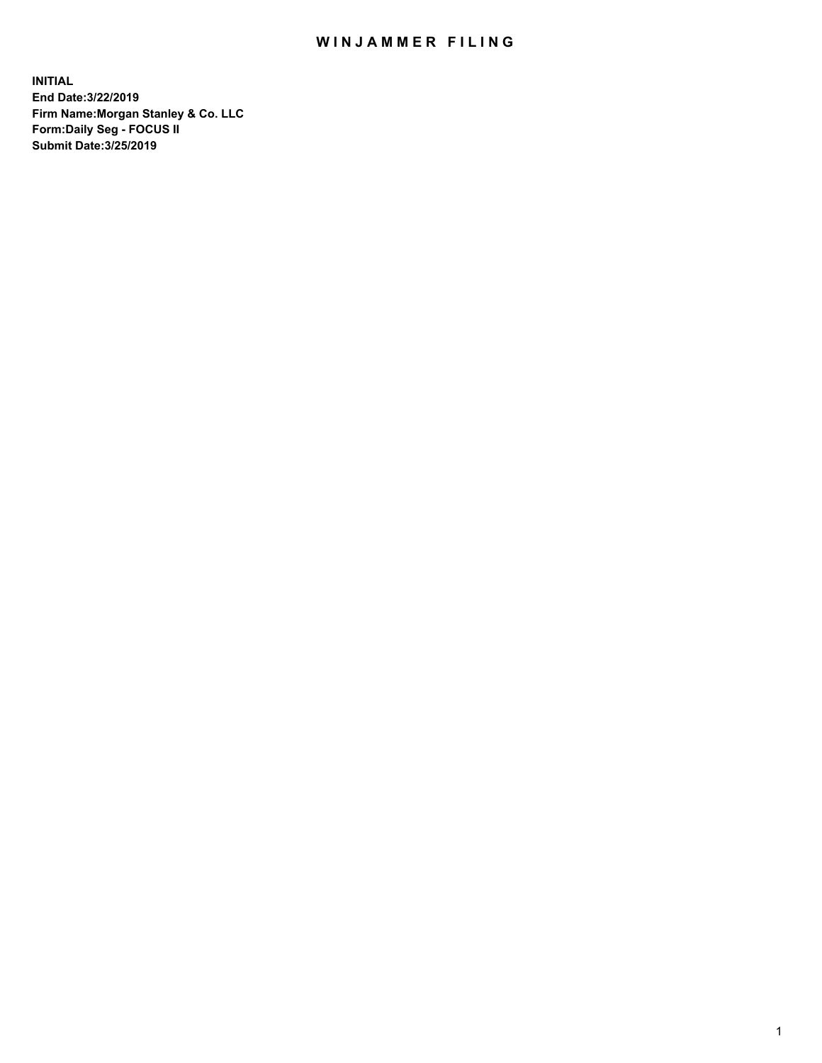# WINJAMMER FILING

**INITIAL**
**End Date:3/22/2019**
**Firm Name:Morgan Stanley & Co. LLC**
**Form:Daily Seg - FOCUS II**
**Submit Date:3/25/2019**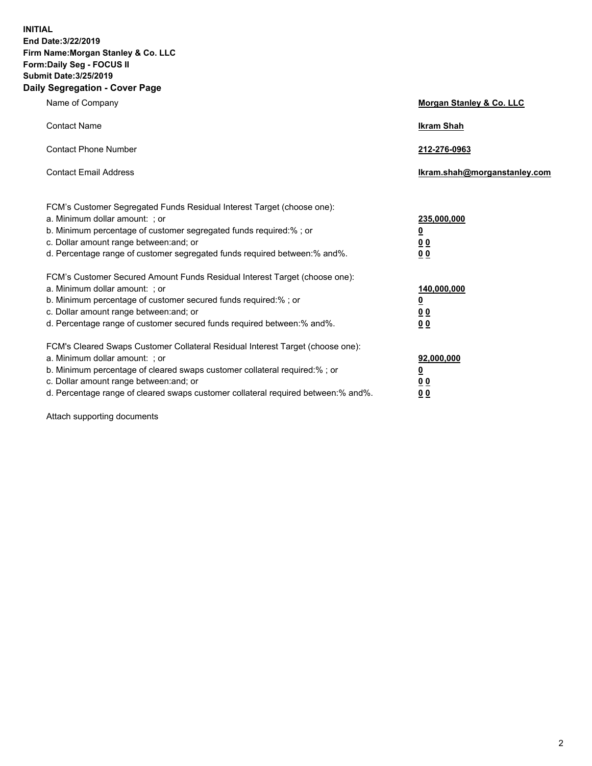**INITIAL**
**End Date:3/22/2019**
**Firm Name:Morgan Stanley & Co. LLC**
**Form:Daily Seg - FOCUS II**
**Submit Date:3/25/2019**
**Daily Segregation - Cover Page**

| | |
|---|---|
| Name of Company | **Morgan Stanley & Co. LLC** |
| Contact Name | **Ikram Shah** |
| Contact Phone Number | **212-276-0963** |
| Contact Email Address | **Ikram.shah@morganstanley.com** |

| | |
|---|---|
| FCM's Customer Segregated Funds Residual Interest Target (choose one): | |
| a. Minimum dollar amount: ; or | **235,000,000** |
| b. Minimum percentage of customer segregated funds required:% ; or | **0** |
| c. Dollar amount range between:and; or | **0 0** |
| d. Percentage range of customer segregated funds required between:% and%. | **0 0** |
| FCM's Customer Secured Amount Funds Residual Interest Target (choose one): | |
| a. Minimum dollar amount: ; or | **140,000,000** |
| b. Minimum percentage of customer secured funds required:% ; or | **0** |
| c. Dollar amount range between:and; or | **0 0** |
| d. Percentage range of customer secured funds required between:% and%. | **0 0** |
| FCM's Cleared Swaps Customer Collateral Residual Interest Target (choose one): | |
| a. Minimum dollar amount: ; or | **92,000,000** |
| b. Minimum percentage of cleared swaps customer collateral required:% ; or | **0** |
| c. Dollar amount range between:and; or | **0 0** |
| d. Percentage range of cleared swaps customer collateral required between:% and%. | **0 0** |

Attach supporting documents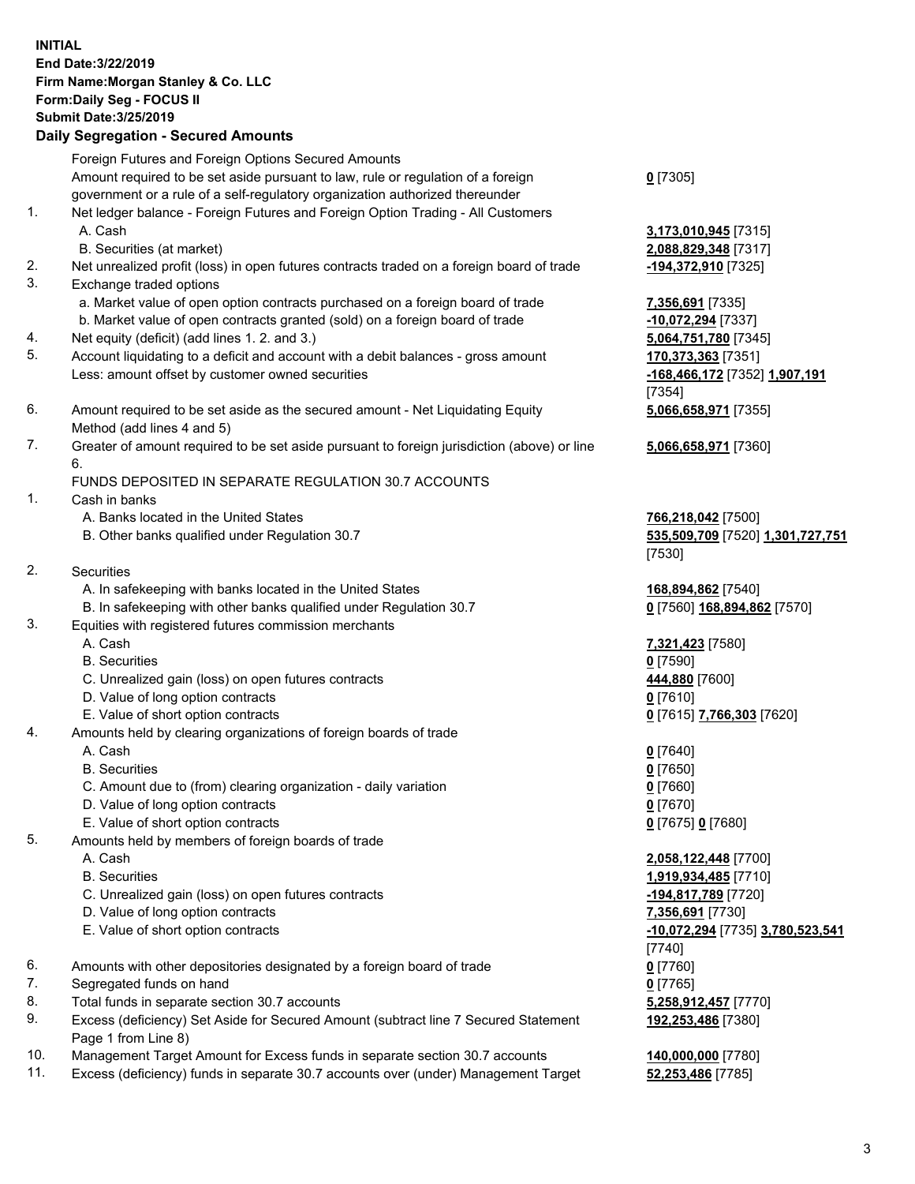**INITIAL**
**End Date:3/22/2019**
**Firm Name:Morgan Stanley & Co. LLC**
**Form:Daily Seg - FOCUS II**
**Submit Date:3/25/2019**

## Daily Segregation - Secured Amounts

| | | |
|---|---|---|
| | Foreign Futures and Foreign Options Secured Amounts | |
| | Amount required to be set aside pursuant to law, rule or regulation of a foreign government or a rule of a self-regulatory organization authorized thereunder | **0** [7305] |
| 1. | Net ledger balance - Foreign Futures and Foreign Option Trading - All Customers | |
| | A. Cash | **3,173,010,945** [7315] |
| | B. Securities (at market) | **2,088,829,348** [7317] |
| 2. | Net unrealized profit (loss) in open futures contracts traded on a foreign board of trade | **-194,372,910** [7325] |
| 3. | Exchange traded options | |
| | a. Market value of open option contracts purchased on a foreign board of trade | **7,356,691** [7335] |
| | b. Market value of open contracts granted (sold) on a foreign board of trade | **-10,072,294** [7337] |
| 4. | Net equity (deficit) (add lines 1. 2. and 3.) | **5,064,751,780** [7345] |
| 5. | Account liquidating to a deficit and account with a debit balances - gross amount | **170,373,363** [7351] |
| | Less: amount offset by customer owned securities | **-168,466,172** [7352] **1,907,191** [7354] |
| 6. | Amount required to be set aside as the secured amount - Net Liquidating Equity Method (add lines 4 and 5) | **5,066,658,971** [7355] |
| 7. | Greater of amount required to be set aside pursuant to foreign jurisdiction (above) or line 6. | **5,066,658,971** [7360] |
| | FUNDS DEPOSITED IN SEPARATE REGULATION 30.7 ACCOUNTS | |
| 1. | Cash in banks | |
| | A. Banks located in the United States | **766,218,042** [7500] |
| | B. Other banks qualified under Regulation 30.7 | **535,509,709** [7520] **1,301,727,751** [7530] |
| 2. | Securities | |
| | A. In safekeeping with banks located in the United States | **168,894,862** [7540] |
| | B. In safekeeping with other banks qualified under Regulation 30.7 | **0** [7560] **168,894,862** [7570] |
| 3. | Equities with registered futures commission merchants | |
| | A. Cash | **7,321,423** [7580] |
| | B. Securities | **0** [7590] |
| | C. Unrealized gain (loss) on open futures contracts | **444,880** [7600] |
| | D. Value of long option contracts | **0** [7610] |
| | E. Value of short option contracts | **0** [7615] **7,766,303** [7620] |
| 4. | Amounts held by clearing organizations of foreign boards of trade | |
| | A. Cash | **0** [7640] |
| | B. Securities | **0** [7650] |
| | C. Amount due to (from) clearing organization - daily variation | **0** [7660] |
| | D. Value of long option contracts | **0** [7670] |
| | E. Value of short option contracts | **0** [7675] **0** [7680] |
| 5. | Amounts held by members of foreign boards of trade | |
| | A. Cash | **2,058,122,448** [7700] |
| | B. Securities | **1,919,934,485** [7710] |
| | C. Unrealized gain (loss) on open futures contracts | **-194,817,789** [7720] |
| | D. Value of long option contracts | **7,356,691** [7730] |
| | E. Value of short option contracts | **-10,072,294** [7735] **3,780,523,541** [7740] |
| 6. | Amounts with other depositories designated by a foreign board of trade | **0** [7760] |
| 7. | Segregated funds on hand | **0** [7765] |
| 8. | Total funds in separate section 30.7 accounts | **5,258,912,457** [7770] |
| 9. | Excess (deficiency) Set Aside for Secured Amount (subtract line 7 Secured Statement Page 1 from Line 8) | **192,253,486** [7380] |
| 10. | Management Target Amount for Excess funds in separate section 30.7 accounts | **140,000,000** [7780] |
| 11. | Excess (deficiency) funds in separate 30.7 accounts over (under) Management Target | **52,253,486** [7785] |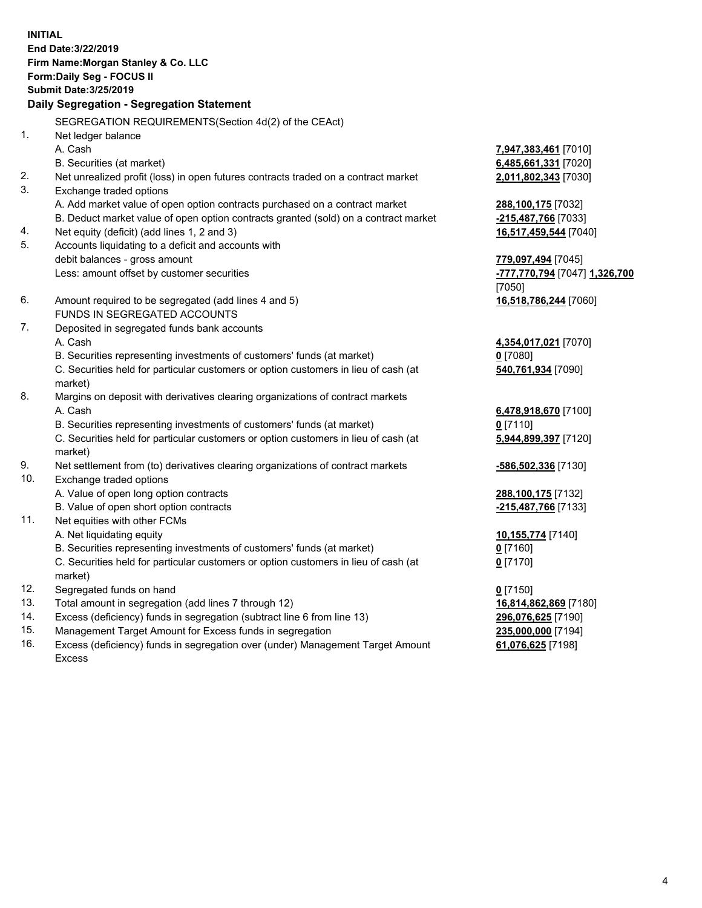**INITIAL**
**End Date:3/22/2019**
**Firm Name:Morgan Stanley & Co. LLC**
**Form:Daily Seg - FOCUS II**
**Submit Date:3/25/2019**

## Daily Segregation - Segregation Statement

SEGREGATION REQUIREMENTS(Section 4d(2) of the CEAct)

| | | |
|---|---|---|
| 1. | Net ledger balance | |
| | A. Cash | **7,947,383,461** [7010] |
| | B. Securities (at market) | **6,485,661,331** [7020] |
| 2. | Net unrealized profit (loss) in open futures contracts traded on a contract market | **2,011,802,343** [7030] |
| 3. | Exchange traded options | |
| | A. Add market value of open option contracts purchased on a contract market | **288,100,175** [7032] |
| | B. Deduct market value of open option contracts granted (sold) on a contract market | **-215,487,766** [7033] |
| 4. | Net equity (deficit) (add lines 1, 2 and 3) | **16,517,459,544** [7040] |
| 5. | Accounts liquidating to a deficit and accounts with debit balances - gross amount | **779,097,494** [7045] |
| | Less: amount offset by customer securities | **-777,770,794** [7047] **1,326,700** [7050] |
| 6. | Amount required to be segregated (add lines 4 and 5) | **16,518,786,244** [7060] |
| | FUNDS IN SEGREGATED ACCOUNTS | |
| 7. | Deposited in segregated funds bank accounts | |
| | A. Cash | **4,354,017,021** [7070] |
| | B. Securities representing investments of customers' funds (at market) | **0** [7080] |
| | C. Securities held for particular customers or option customers in lieu of cash (at market) | **540,761,934** [7090] |
| 8. | Margins on deposit with derivatives clearing organizations of contract markets | |
| | A. Cash | **6,478,918,670** [7100] |
| | B. Securities representing investments of customers' funds (at market) | **0** [7110] |
| | C. Securities held for particular customers or option customers in lieu of cash (at market) | **5,944,899,397** [7120] |
| 9. | Net settlement from (to) derivatives clearing organizations of contract markets | **-586,502,336** [7130] |
| 10. | Exchange traded options | |
| | A. Value of open long option contracts | **288,100,175** [7132] |
| | B. Value of open short option contracts | **-215,487,766** [7133] |
| 11. | Net equities with other FCMs | |
| | A. Net liquidating equity | **10,155,774** [7140] |
| | B. Securities representing investments of customers' funds (at market) | **0** [7160] |
| | C. Securities held for particular customers or option customers in lieu of cash (at market) | **0** [7170] |
| 12. | Segregated funds on hand | **0** [7150] |
| 13. | Total amount in segregation (add lines 7 through 12) | **16,814,862,869** [7180] |
| 14. | Excess (deficiency) funds in segregation (subtract line 6 from line 13) | **296,076,625** [7190] |
| 15. | Management Target Amount for Excess funds in segregation | **235,000,000** [7194] |
| 16. | Excess (deficiency) funds in segregation over (under) Management Target Amount Excess | **61,076,625** [7198] |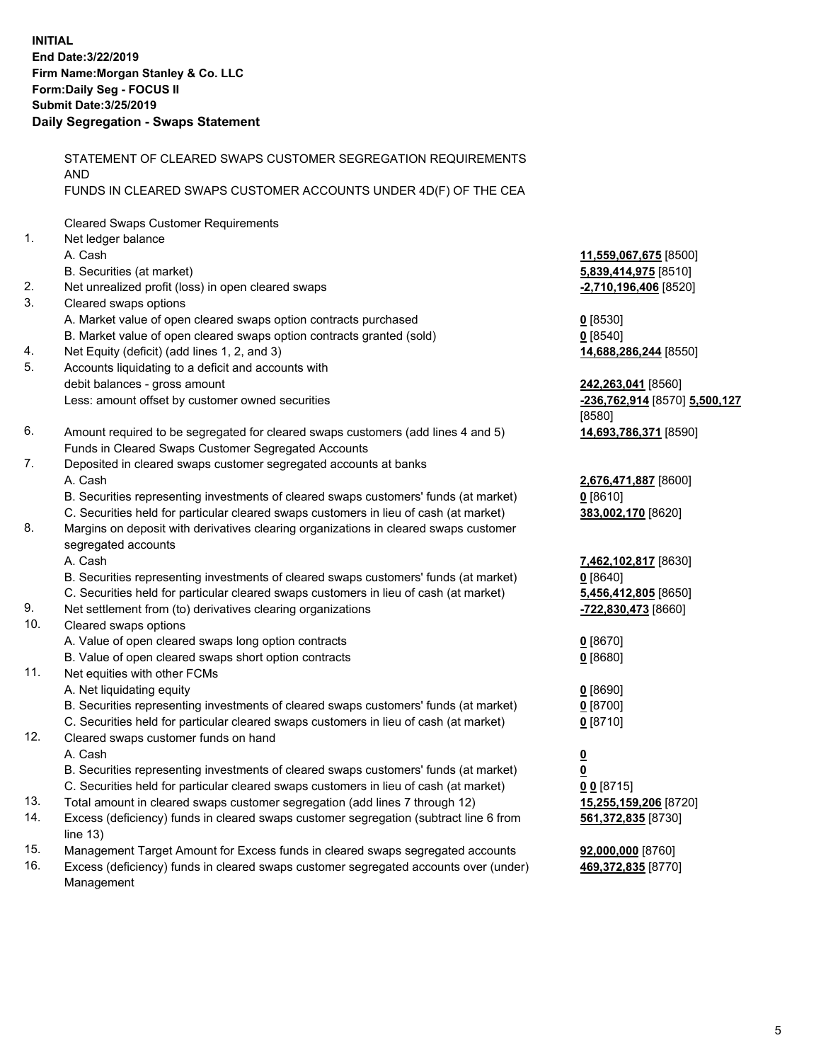**INITIAL**
**End Date:3/22/2019**
**Firm Name:Morgan Stanley & Co. LLC**
**Form:Daily Seg - FOCUS II**
**Submit Date:3/25/2019**
**Daily Segregation - Swaps Statement**

STATEMENT OF CLEARED SWAPS CUSTOMER SEGREGATION REQUIREMENTS AND FUNDS IN CLEARED SWAPS CUSTOMER ACCOUNTS UNDER 4D(F) OF THE CEA

| | | |
|---|---|---|
| | Cleared Swaps Customer Requirements | |
| 1. | Net ledger balance | |
| | A. Cash | **11,559,067,675** [8500] |
| | B. Securities (at market) | **5,839,414,975** [8510] |
| 2. | Net unrealized profit (loss) in open cleared swaps | **-2,710,196,406** [8520] |
| 3. | Cleared swaps options | |
| | A. Market value of open cleared swaps option contracts purchased | **0** [8530] |
| | B. Market value of open cleared swaps option contracts granted (sold) | **0** [8540] |
| 4. | Net Equity (deficit) (add lines 1, 2, and 3) | **14,688,286,244** [8550] |
| 5. | Accounts liquidating to a deficit and accounts with debit balances - gross amount | **242,263,041** [8560] |
| | Less: amount offset by customer owned securities | **-236,762,914** [8570] **5,500,127** [8580] |
| 6. | Amount required to be segregated for cleared swaps customers (add lines 4 and 5) | **14,693,786,371** [8590] |
| | Funds in Cleared Swaps Customer Segregated Accounts | |
| 7. | Deposited in cleared swaps customer segregated accounts at banks | |
| | A. Cash | **2,676,471,887** [8600] |
| | B. Securities representing investments of cleared swaps customers' funds (at market) | **0** [8610] |
| | C. Securities held for particular cleared swaps customers in lieu of cash (at market) | **383,002,170** [8620] |
| 8. | Margins on deposit with derivatives clearing organizations in cleared swaps customer segregated accounts | |
| | A. Cash | **7,462,102,817** [8630] |
| | B. Securities representing investments of cleared swaps customers' funds (at market) | **0** [8640] |
| | C. Securities held for particular cleared swaps customers in lieu of cash (at market) | **5,456,412,805** [8650] |
| 9. | Net settlement from (to) derivatives clearing organizations | **-722,830,473** [8660] |
| 10. | Cleared swaps options | |
| | A. Value of open cleared swaps long option contracts | **0** [8670] |
| | B. Value of open cleared swaps short option contracts | **0** [8680] |
| 11. | Net equities with other FCMs | |
| | A. Net liquidating equity | **0** [8690] |
| | B. Securities representing investments of cleared swaps customers' funds (at market) | **0** [8700] |
| | C. Securities held for particular cleared swaps customers in lieu of cash (at market) | **0** [8710] |
| 12. | Cleared swaps customer funds on hand | |
| | A. Cash | **0** |
| | B. Securities representing investments of cleared swaps customers' funds (at market) | **0** |
| | C. Securities held for particular cleared swaps customers in lieu of cash (at market) | **0** **0** [8715] |
| 13. | Total amount in cleared swaps customer segregation (add lines 7 through 12) | **15,255,159,206** [8720] |
| 14. | Excess (deficiency) funds in cleared swaps customer segregation (subtract line 6 from line 13) | **561,372,835** [8730] |
| 15. | Management Target Amount for Excess funds in cleared swaps segregated accounts | **92,000,000** [8760] |
| 16. | Excess (deficiency) funds in cleared swaps customer segregated accounts over (under) Management | **469,372,835** [8770] |